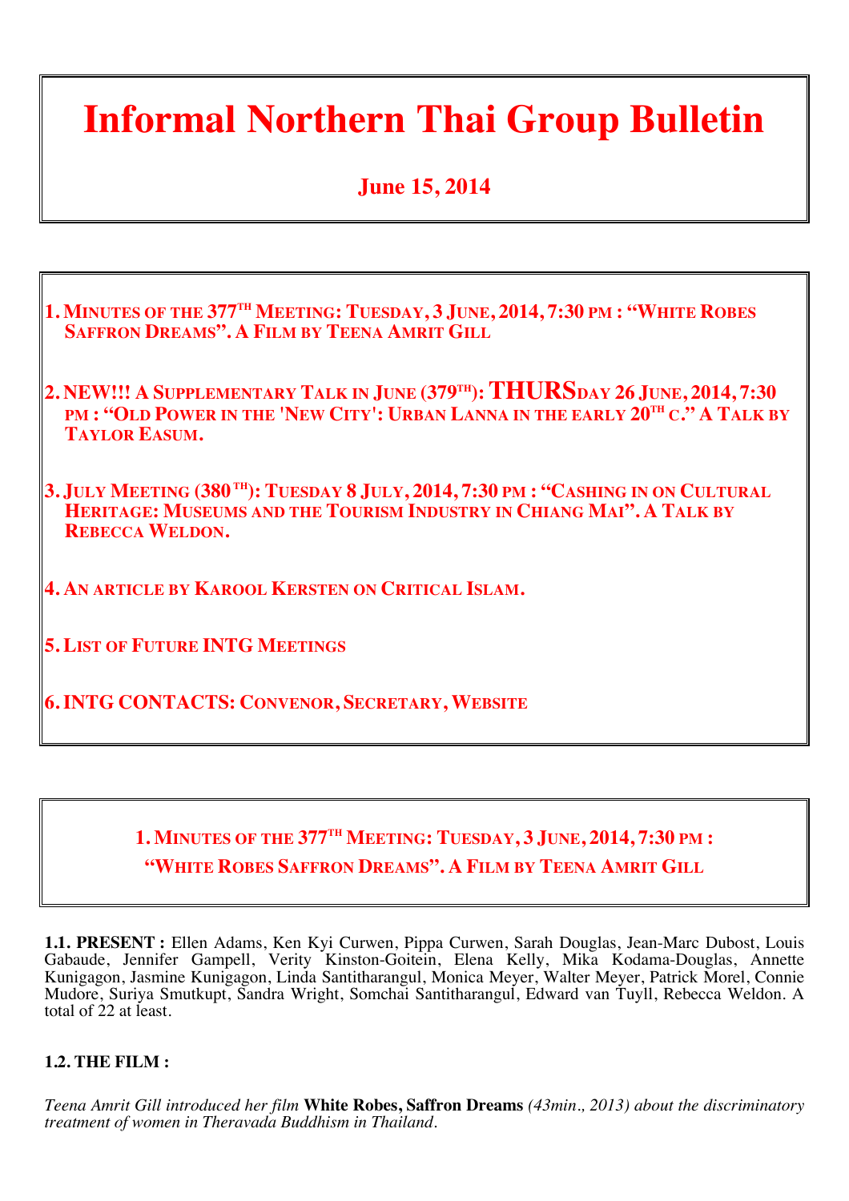# Informal Northern Thai Group Bulletin

## June 15, 2014

1. **MINUTES OF THE 377TH MEETING: TUESDAY, 3 JUNE, 2014, 7:30 PM : "WHITE ROBES SAFFRON DREAMS". A FILM BY TEENA AMRIT GILL**

2. **NEW!!! A SUPPLEMENTARY TALK IN JUNE (379TH): THURSDAY 26 JUNE, 2014, 7:30 PM : "OLD POWER IN THE 'NEW CITY': URBAN LANNA IN THE EARLY 20TH C." A TALK BY TAYLOR EASUM.**

3. **JULY MEETING (380TH): TUESDAY 8 JULY, 2014, 7:30 PM : "CASHING IN ON CULTURAL HERITAGE: MUSEUMS AND THE TOURISM INDUSTRY IN CHIANG MAI". A TALK BY REBECCA WELDON.**

4. **AN ARTICLE BY KAROOL KERSTEN ON CRITICAL ISLAM.**

5. **LIST OF FUTURE INTG MEETINGS**

6. **INTG CONTACTS: CONVENOR, SECRETARY, WEBSITE**

## 1. MINUTES OF THE 377TH MEETING: TUESDAY, 3 JUNE, 2014, 7:30 PM : "WHITE ROBES SAFFRON DREAMS". A FILM BY TEENA AMRIT GILL

**1.1. PRESENT :** Ellen Adams, Ken Kyi Curwen, Pippa Curwen, Sarah Douglas, Jean-Marc Dubost, Louis Gabaude, Jennifer Gampell, Verity Kinston-Goitein, Elena Kelly, Mika Kodama-Douglas, Annette Kunigagon, Jasmine Kunigagon, Linda Santitharangul, Monica Meyer, Walter Meyer, Patrick Morel, Connie Mudore, Suriya Smutkupt, Sandra Wright, Somchai Santitharangul, Edward van Tuyll, Rebecca Weldon. A total of 22 at least.

**1.2. THE FILM :**

*Teena Amrit Gill introduced her film* **White Robes, Saffron Dreams** *(43min., 2013) about the discriminatory treatment of women in Theravada Buddhism in Thailand.*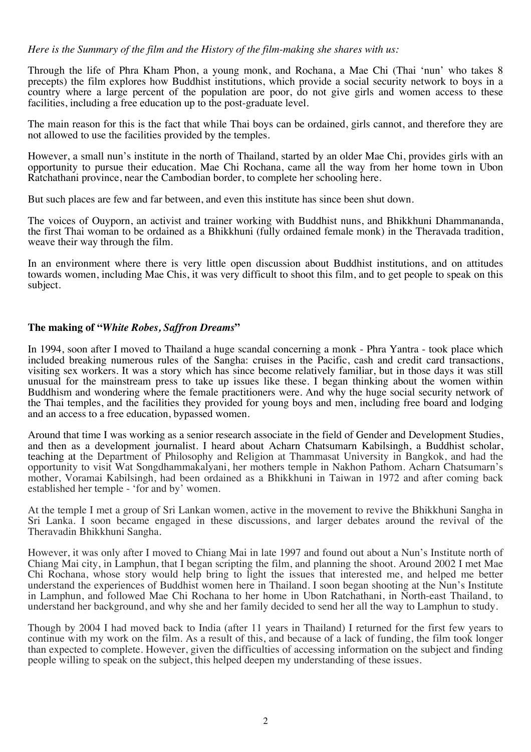*Here is the Summary of the film and the History of the film-making she shares with us:*

Through the life of Phra Kham Phon, a young monk, and Rochana, a Mae Chi (Thai 'nun' who takes 8 precepts) the film explores how Buddhist institutions, which provide a social security network to boys in a country where a large percent of the population are poor, do not give girls and women access to these facilities, including a free education up to the post-graduate level.

The main reason for this is the fact that while Thai boys can be ordained, girls cannot, and therefore they are not allowed to use the facilities provided by the temples.

However, a small nun's institute in the north of Thailand, started by an older Mae Chi, provides girls with an opportunity to pursue their education. Mae Chi Rochana, came all the way from her home town in Ubon Ratchathani province, near the Cambodian border, to complete her schooling here.

But such places are few and far between, and even this institute has since been shut down.

The voices of Ouyporn, an activist and trainer working with Buddhist nuns, and Bhikkhuni Dhammananda, the first Thai woman to be ordained as a Bhikkhuni (fully ordained female monk) in the Theravada tradition, weave their way through the film.

In an environment where there is very little open discussion about Buddhist institutions, and on attitudes towards women, including Mae Chis, it was very difficult to shoot this film, and to get people to speak on this subject.

## The making of "*White Robes, Saffron Dreams*"

In 1994, soon after I moved to Thailand a huge scandal concerning a monk - Phra Yantra - took place which included breaking numerous rules of the Sangha: cruises in the Pacific, cash and credit card transactions, visiting sex workers. It was a story which has since become relatively familiar, but in those days it was still unusual for the mainstream press to take up issues like these. I began thinking about the women within Buddhism and wondering where the female practitioners were. And why the huge social security network of the Thai temples, and the facilities they provided for young boys and men, including free board and lodging and an access to a free education, bypassed women.

Around that time I was working as a senior research associate in the field of Gender and Development Studies, and then as a development journalist. I heard about Acharn Chatsumarn Kabilsingh, a Buddhist scholar, teaching at the Department of Philosophy and Religion at Thammasat University in Bangkok, and had the opportunity to visit Wat Songdhammakalyani, her mothers temple in Nakhon Pathom. Acharn Chatsumarn's mother, Voramai Kabilsingh, had been ordained as a Bhikkhuni in Taiwan in 1972 and after coming back established her temple - 'for and by' women.

At the temple I met a group of Sri Lankan women, active in the movement to revive the Bhikkhuni Sangha in Sri Lanka. I soon became engaged in these discussions, and larger debates around the revival of the Theravadin Bhikkhuni Sangha.

However, it was only after I moved to Chiang Mai in late 1997 and found out about a Nun's Institute north of Chiang Mai city, in Lamphun, that I began scripting the film, and planning the shoot. Around 2002 I met Mae Chi Rochana, whose story would help bring to light the issues that interested me, and helped me better understand the experiences of Buddhist women here in Thailand. I soon began shooting at the Nun's Institute in Lamphun, and followed Mae Chi Rochana to her home in Ubon Ratchathani, in North-east Thailand, to understand her background, and why she and her family decided to send her all the way to Lamphun to study.

Though by 2004 I had moved back to India (after 11 years in Thailand) I returned for the first few years to continue with my work on the film. As a result of this, and because of a lack of funding, the film took longer than expected to complete. However, given the difficulties of accessing information on the subject and finding people willing to speak on the subject, this helped deepen my understanding of these issues.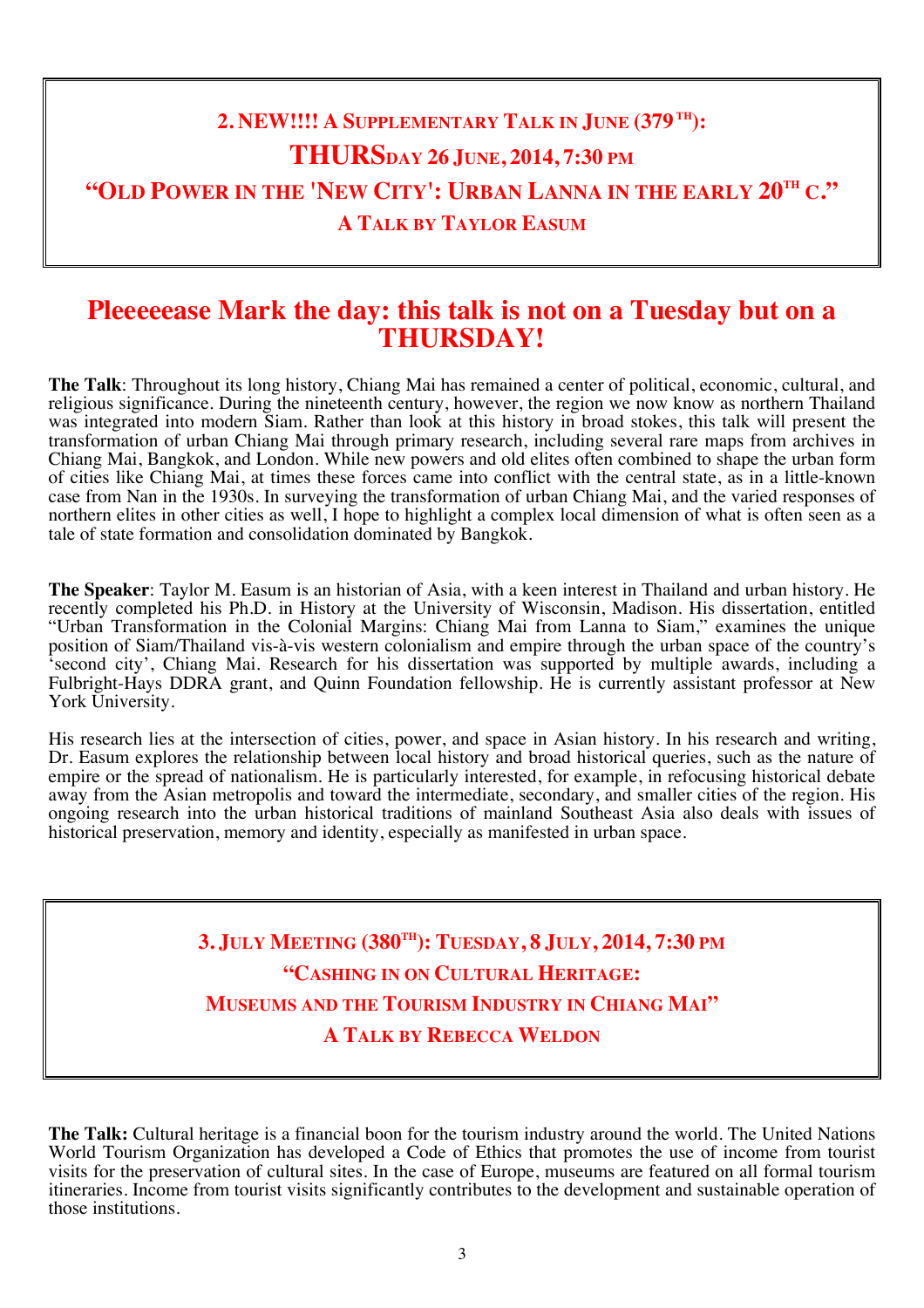## 2. NEW!!!! A Supplementary Talk in June (379TH):

## THURSDAY 26 June, 2014, 7:30 PM

## "Old Power in the 'New City': Urban Lanna in the early 20TH C."

## A Talk by Taylor Easum

# Pleeeeease Mark the day: this talk is not on a Tuesday but on a THURSDAY!

**The Talk**: Throughout its long history, Chiang Mai has remained a center of political, economic, cultural, and religious significance. During the nineteenth century, however, the region we now know as northern Thailand was integrated into modern Siam. Rather than look at this history in broad stokes, this talk will present the transformation of urban Chiang Mai through primary research, including several rare maps from archives in Chiang Mai, Bangkok, and London. While new powers and old elites often combined to shape the urban form of cities like Chiang Mai, at times these forces came into conflict with the central state, as in a little-known case from Nan in the 1930s. In surveying the transformation of urban Chiang Mai, and the varied responses of northern elites in other cities as well, I hope to highlight a complex local dimension of what is often seen as a tale of state formation and consolidation dominated by Bangkok.

**The Speaker**: Taylor M. Easum is an historian of Asia, with a keen interest in Thailand and urban history. He recently completed his Ph.D. in History at the University of Wisconsin, Madison. His dissertation, entitled "Urban Transformation in the Colonial Margins: Chiang Mai from Lanna to Siam," examines the unique position of Siam/Thailand vis-à-vis western colonialism and empire through the urban space of the country's 'second city', Chiang Mai. Research for his dissertation was supported by multiple awards, including a Fulbright-Hays DDRA grant, and Quinn Foundation fellowship. He is currently assistant professor at New York University.

His research lies at the intersection of cities, power, and space in Asian history. In his research and writing, Dr. Easum explores the relationship between local history and broad historical queries, such as the nature of empire or the spread of nationalism. He is particularly interested, for example, in refocusing historical debate away from the Asian metropolis and toward the intermediate, secondary, and smaller cities of the region. His ongoing research into the urban historical traditions of mainland Southeast Asia also deals with issues of historical preservation, memory and identity, especially as manifested in urban space.

## 3. July Meeting (380TH): Tuesday, 8 July, 2014, 7:30 PM

## "Cashing in on Cultural Heritage:

## Museums and the Tourism Industry in Chiang Mai"

## A Talk by Rebecca Weldon

**The Talk:** Cultural heritage is a financial boon for the tourism industry around the world. The United Nations World Tourism Organization has developed a Code of Ethics that promotes the use of income from tourist visits for the preservation of cultural sites. In the case of Europe, museums are featured on all formal tourism itineraries. Income from tourist visits significantly contributes to the development and sustainable operation of those institutions.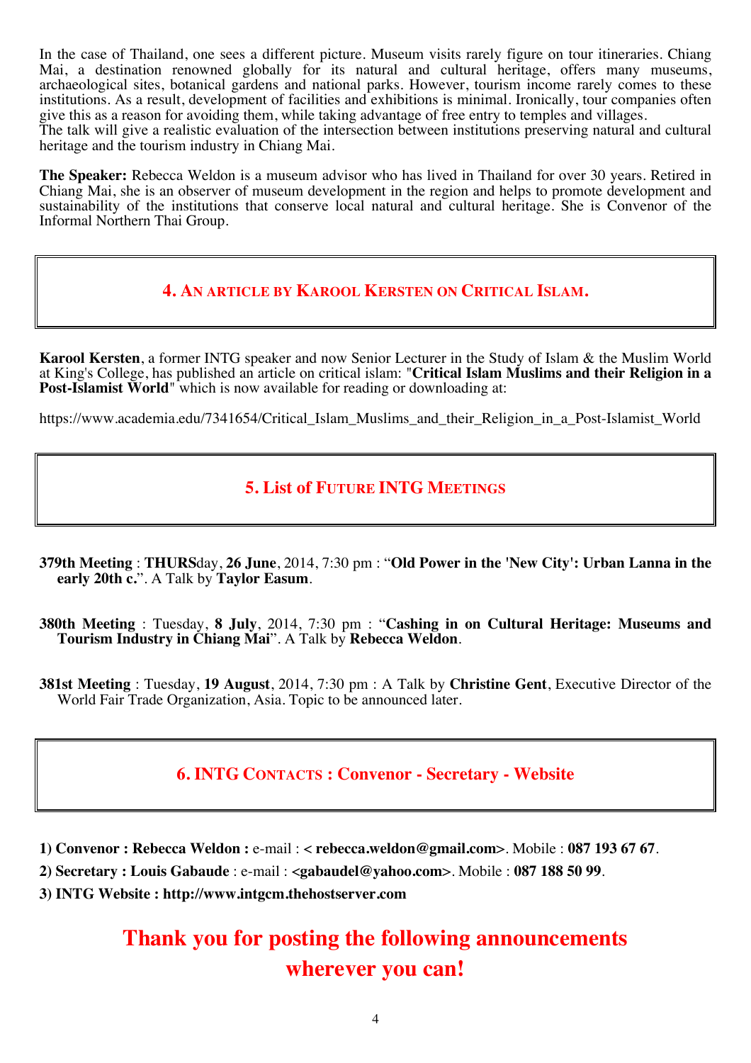In the case of Thailand, one sees a different picture. Museum visits rarely figure on tour itineraries. Chiang Mai, a destination renowned globally for its natural and cultural heritage, offers many museums, archaeological sites, botanical gardens and national parks. However, tourism income rarely comes to these institutions. As a result, development of facilities and exhibitions is minimal. Ironically, tour companies often give this as a reason for avoiding them, while taking advantage of free entry to temples and villages.
The talk will give a realistic evaluation of the intersection between institutions preserving natural and cultural heritage and the tourism industry in Chiang Mai.

**The Speaker:** Rebecca Weldon is a museum advisor who has lived in Thailand for over 30 years. Retired in Chiang Mai, she is an observer of museum development in the region and helps to promote development and sustainability of the institutions that conserve local natural and cultural heritage. She is Convenor of the Informal Northern Thai Group.

## 4. An article by Karool Kersten on Critical Islam.

**Karool Kersten**, a former INTG speaker and now Senior Lecturer in the Study of Islam & the Muslim World at King's College, has published an article on critical islam: "**Critical Islam Muslims and their Religion in a Post-Islamist World**" which is now available for reading or downloading at:

https://www.academia.edu/7341654/Critical_Islam_Muslims_and_their_Religion_in_a_Post-Islamist_World

## 5. List of Future INTG Meetings

**379th Meeting** : **THURS**day, **26 June**, 2014, 7:30 pm : "**Old Power in the 'New City': Urban Lanna in the early 20th c.**". A Talk by **Taylor Easum**.

**380th Meeting** : Tuesday, **8 July**, 2014, 7:30 pm : "**Cashing in on Cultural Heritage: Museums and Tourism Industry in Chiang Mai**". A Talk by **Rebecca Weldon**.

**381st Meeting** : Tuesday, **19 August**, 2014, 7:30 pm : A Talk by **Christine Gent**, Executive Director of the World Fair Trade Organization, Asia. Topic to be announced later.

## 6. INTG Contacts : Convenor - Secretary - Website

**1) Convenor : Rebecca Weldon :** e-mail : **< rebecca.weldon@gmail.com>**. Mobile : **087 193 67 67**.

**2) Secretary : Louis Gabaude** : e-mail : **<gabaudel@yahoo.com>**. Mobile : **087 188 50 99**.

**3) INTG Website : http://www.intgcm.thehostserver.com**

**Thank you for posting the following announcements wherever you can!**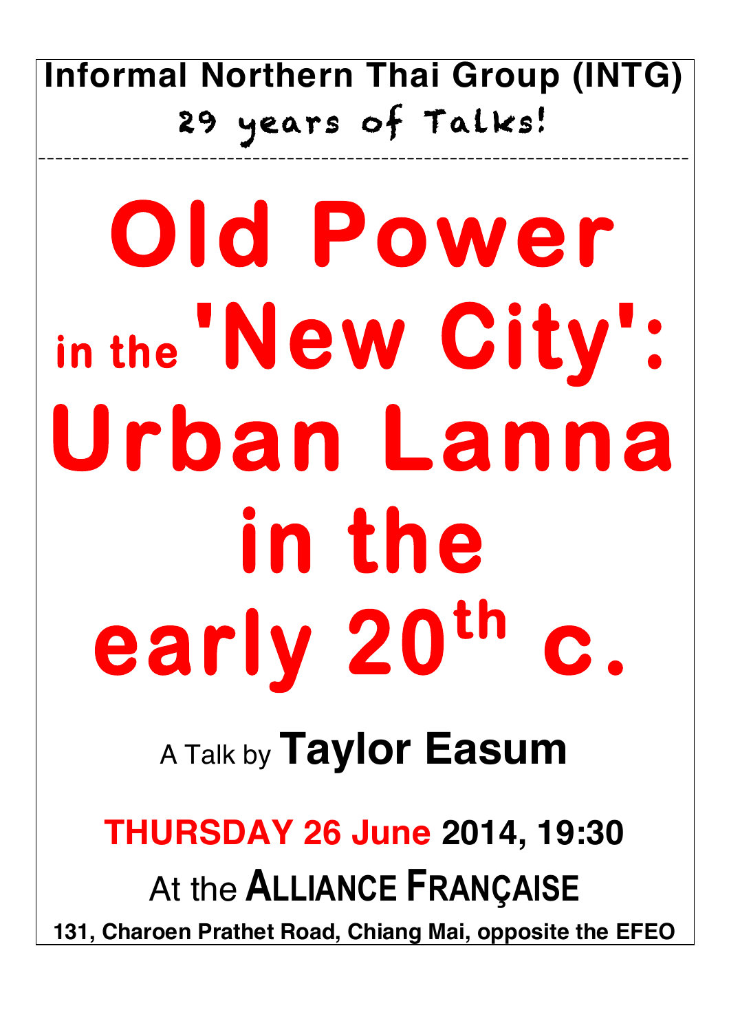**Informal Northern Thai Group (INTG)**

29 years of Talks!

---

# Old Power in the 'New City': Urban Lanna in the early 20$^{th}$ c.

A Talk by **Taylor Easum**

**THURSDAY 26 June 2014, 19:30**

At the **ALLIANCE FRANÇAISE**

**131, Charoen Prathet Road, Chiang Mai, opposite the EFEO**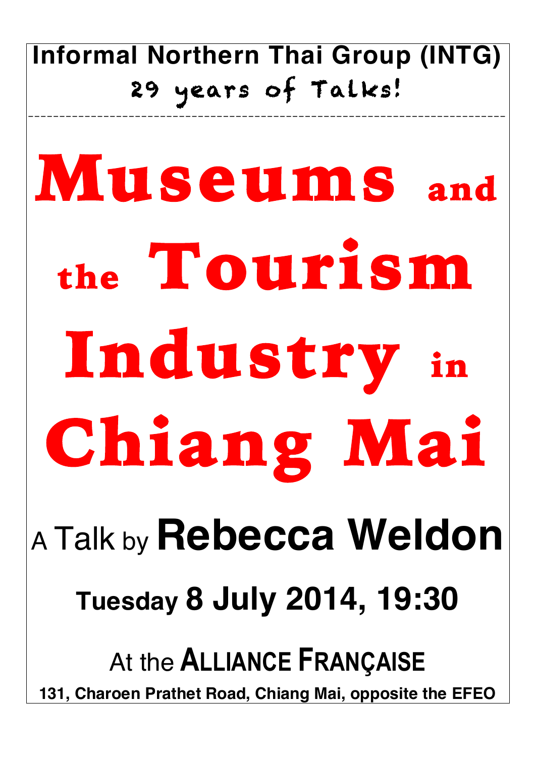**Informal Northern Thai Group (INTG)**

29 years of Talks!

---

# Museums and the Tourism Industry in Chiang Mai

A Talk by **Rebecca Weldon**

**Tuesday 8 July 2014, 19:30**

At the **ALLIANCE FRANÇAISE**

**131, Charoen Prathet Road, Chiang Mai, opposite the EFEO**